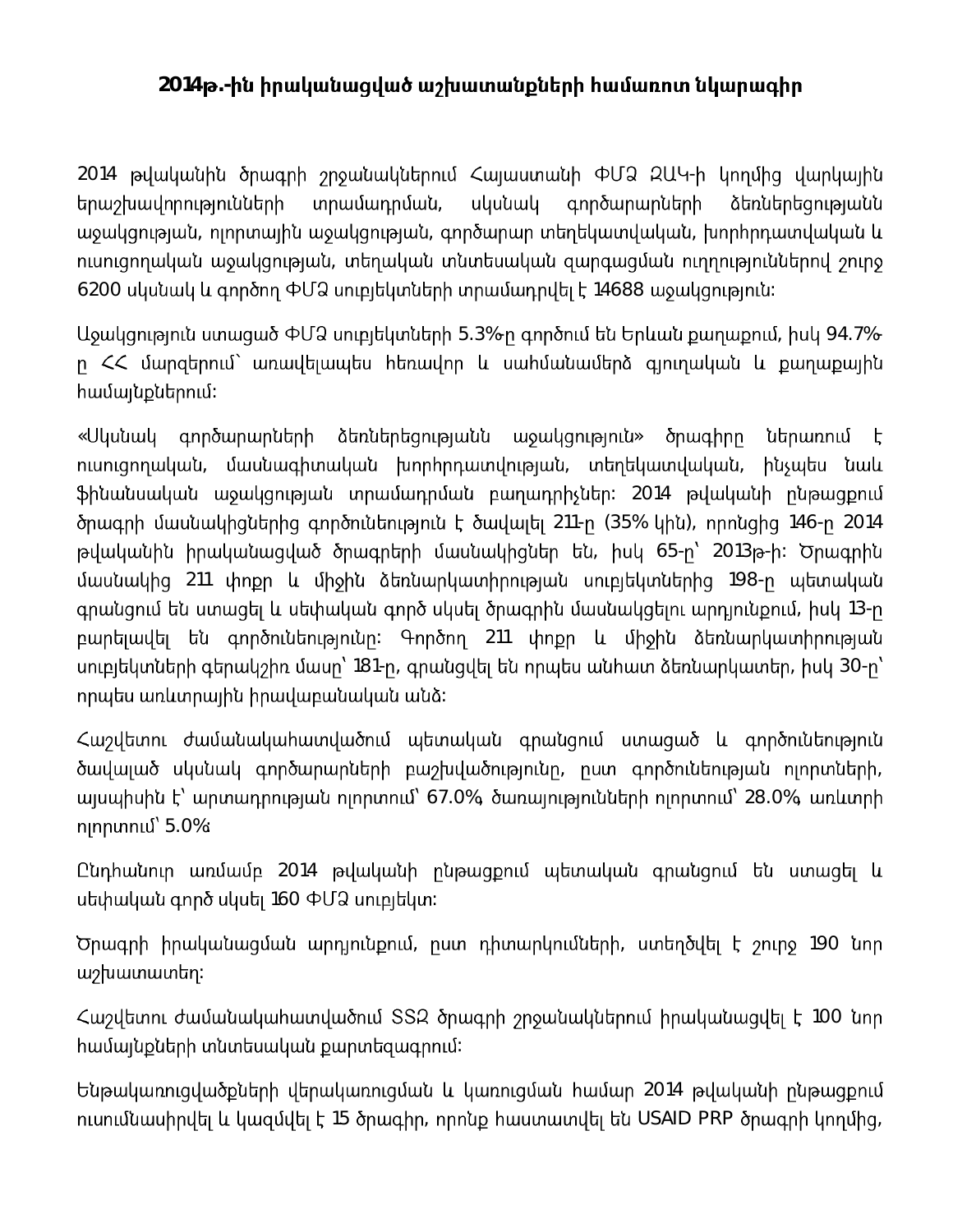**2014թ.-ին իրականացված աշխատանքների համառոտ նկարագիր**

2014 թվականին ծրագրի շրջանակներում Հայաստանի ՓՄՁ ԶԱԿ-ի կողմից վարկային երաշխավորությունների տրամադրման, սկսնակ գործարարների ձեռներեցությանն աջակցության, ոլորտային աջակցության, գործարար տեղեկատվական, խորհրդատվական և ուսուցողական աջակցության, տեղական տնտեսական զարգացման ուղղություններով շուրջ 6200 սկսնակ և գործող ՓՄՁ սուբյեկտների տրամադրվել է 14688 աջակցություն:

Աջակցություն ստացած ՓՄՁ սուբյեկտների 5.3%-ը գործում են Երևան քաղաքում, իսկ 94.7%-ը ՀՀ մարզերում՝ առավելապես հեռավոր և սահմանամերձ գյուղական և քաղաքային համայնքներում:

«Սկսնակ գործարարների ձեռներեցությանն աջակցություն» ծրագիրը ներառում է ուսուցողական, մասնագիտական խորհրդատվության, տեղեկատվական, ինչպես նաև ֆինանսական աջակցության տրամադրման բաղադրիչներ: 2014 թվականի ընթացքում ծրագրի մասնակիցներից գործունեություն է ծավալել 211-ը (35% կին), որոնցից 146-ը 2014 թվականին իրականացված ծրագրերի մասնակիցներ են, իսկ 65-ը՝ 2013թ-ի: Ծրագրին մասնակից 211 փոքր և միջին ձեռնարկատիրության սուբյեկտներից 198-ը պետական գրանցում են ստացել և սեփական գործ սկսել ծրագրին մասնակցելու արդյունքում, իսկ 13-ը բարելավել են գործունեությունը: Գործող 211 փոքր և միջին ձեռնարկատիրության սուբյեկտների գերակշիռ մասը՝ 181-ը, գրանցվել են որպես անհատ ձեռնարկատեր, իսկ 30-ը՝ որպես առևտրային իրավաբանական անձ:

Հաշվետու ժամանակահատվածում պետական գրանցում ստացած և գործունեություն ծավալած սկսնակ գործարարների բաշխվածությունը, ըստ գործունեության ոլորտների, այսպիսին է՝ արտադրության ոլորտում՝ 67.0%, ծառայությունների ոլորտում՝ 28.0%, առևտրի ոլորտում՝ 5.0%:

Ընդհանուր առմամբ 2014 թվականի ընթացքում պետական գրանցում են ստացել և սեփական գործ սկսել 160 ՓՄՁ սուբյեկտ:

Ծրագրի իրականացման արդյունքում, ըստ դիտարկումների, ստեղծվել է շուրջ 190 նոր աշխատատեղ:

Հաշվետու ժամանակահատվածում ՏՏԶ ծրագրի շրջանակներում իրականացվել է 100 նոր համայնքների տնտեսական քարտեզագրում:

Ենթակառուցվածքների վերակառուցման և կառուցման համար 2014 թվականի ընթացքում ուսումնասիրվել և կազմվել է 15 ծրագիր, որոնք հաստատվել են USAID PRP ծրագրի կողմից,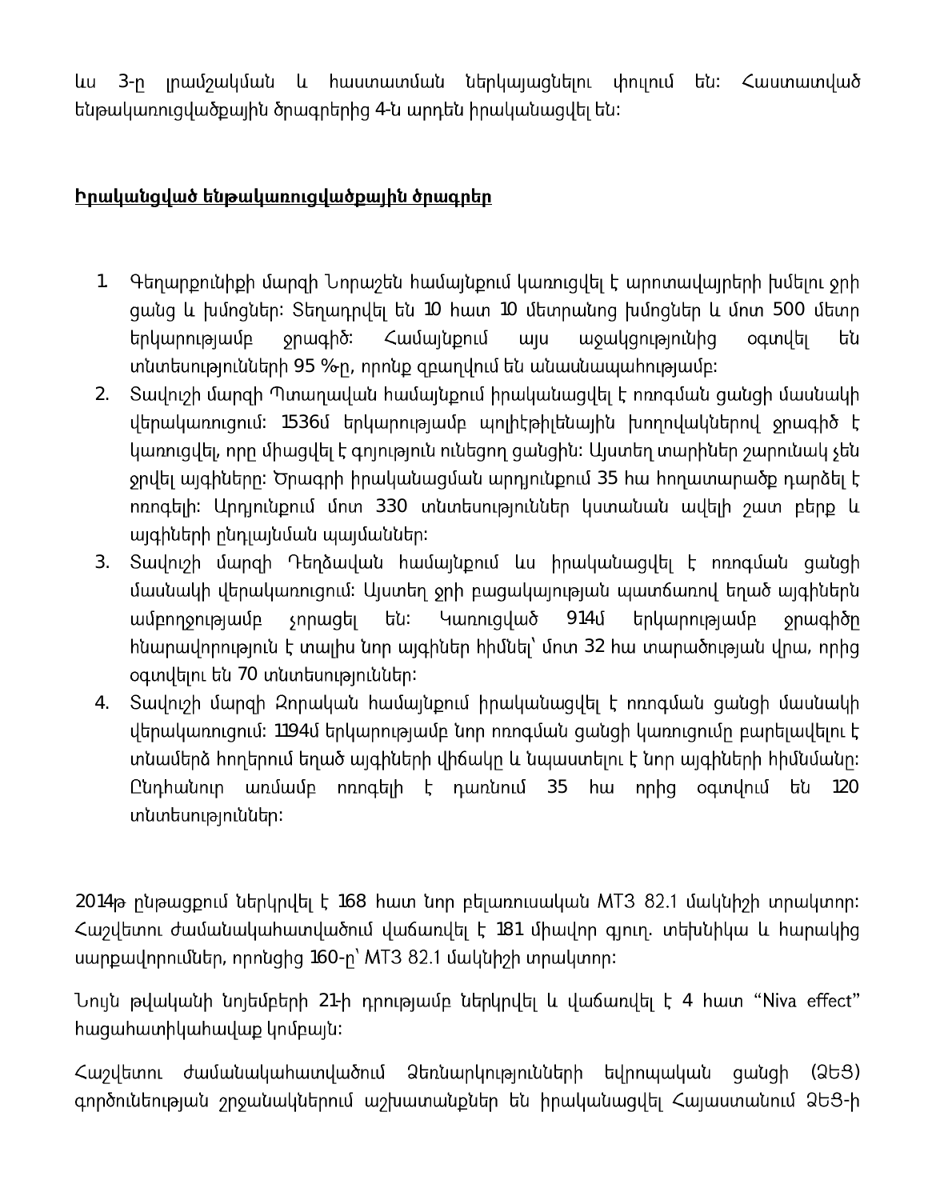ևս 3-ը լրամշակման և հաստատման ներկայացնելու փուլում են: Հաստատված ենթակառուցվածքային ծրագրերից 4-ն արդեն իրականացվել են:

**<u>Իրականցված ենթակառուցվածքային ծրագրեր</u>**

1. Գեղարքունիքի մարզի Նորաշեն համայնքում կառուցվել է արոտավայրերի խմելու ջրի ցանց և խմոցներ: Տեղադրվել են 10 հատ 10 մետրանոց խմոցներ և մոտ 500 մետր երկարությամբ ջրագիծ: Համայնքում այս աջակցությունից օգտվել են տնտեսությունների 95 %-ը, որոնք զբաղվում են անասնապահությամբ:
2. Տավուշի մարզի Պտղավան համայնքում իրականացվել է ոռոգման ցանցի մասնակի վերականգնում: 1536մ երկարությամբ պոլիէթիլենային խողովակներով ջրագիծ է կառուցվել, որը միացվել է գոյություն ունեցող ցանցին: Այստեղ տարիներ շարունակ չեն ջրվել այգիները: Ծրագրի իրականացման արդյունքում 35 հա հողատարածք դարձել է ոռոգելի: Արդյունքում մոտ 330 տնտեսություններ կստանան ավելի շատ բերք և այգիների ընդլայնման պայմաններ:
3. Տավուշի մարզի Դեղձավան համայնքում ևս իրականացվել է ոռոգման ցանցի մասնակի վերականգնում: Այստեղ ջրի բացակայության պատճառով եղած այգիներն ամբողջությամբ չորացել են: Կառուցված 914մ երկարությամբ ջրագիծը հնարավորություն է տալիս նոր այգիներ հիմնել՝ մոտ 32 հա տարածության վրա, որից օգտվելու են 70 տնտեսություններ:
4. Տավուշի մարզի Զորական համայնքում իրականացվել է ոռոգման ցանցի մասնակի վերականգնում: 1194մ երկարությամբ նոր ոռոգման ցանցի կառուցումը բարելավելու է տնամերձ հողերում եղած այգիների վիճակը և նպաստելու է նոր այգիների հիմնմանը: Ընդհանուր առմամբ ոռոգելի է դառնում 35 հա որից օգտվում են 120 տնտեսություններ:

2014թ ընթացքում ներկրվել է 168 հատ նոր բելառուսական МТЗ 82.1 մակնիշի տրակտոր: Հաշվետու ժամանակահատվածում վաճառվել է 181 միավոր գյուղ. տեխնիկա և հարակից սարքավորումներ, որոնցից 160-ը՝ МТЗ 82.1 մակնիշի տրակտոր:

Նույն թվականի նոյեմբերի 21-ի դրությամբ ներկրվել և վաճառվել է 4 հատ “Niva effect” հացահատիկահավաք կոմբայն:

Հաշվետու ժամանակահատվածում Ձեռնարկությունների եվրոպական ցանցի (ՁԵՑ) գործունեության շրջանակներում աշխատանքներ են իրականացվել Հայաստանում ՁԵՑ-ի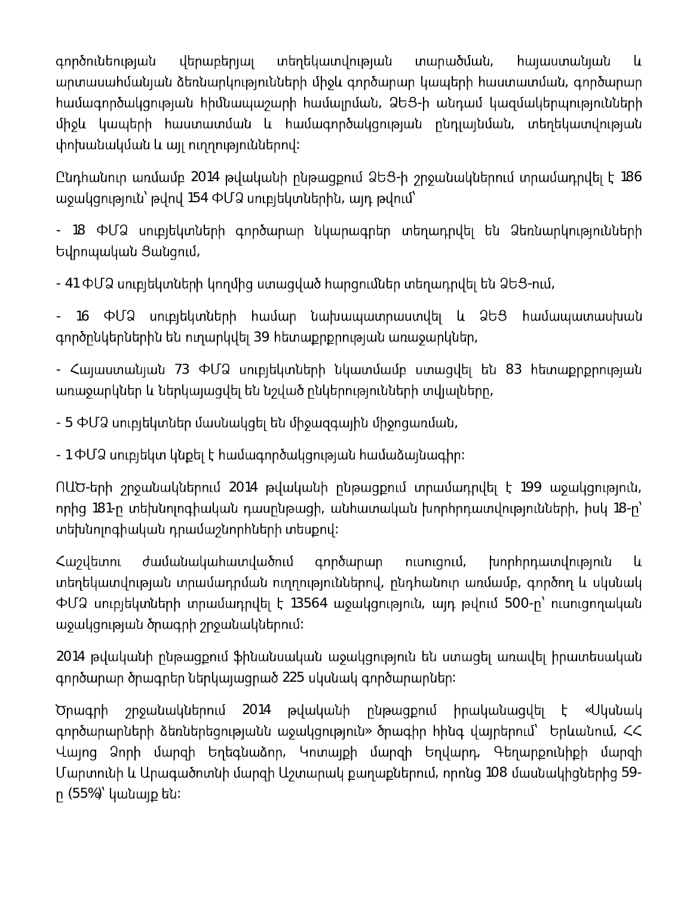գործունեության վերաբերյալ տեղեկատվության տարածման, հայաստանյան և արտասահմանյան ձեռնարկությունների միջև գործարար կապերի հաստատման, գործարար համագործակցության հիմնապաշարի համալրման, ՁԵՑ-ի անդամ կազմակերպությունների միջև կապերի հաստատման և համագործակցության ընդլայնման, տեղեկատվության փոխանակման և այլ ուղղություններով:

Ընդհանուր առմամբ 2014 թվականի ընթացքում ՁԵՑ-ի շրջանակներում տրամադրվել է 186 աջակցություն՝ թվով 154 ՓՄՁ սուբյեկտներին, այդ թվում՝

- 18 ՓՄՁ սուբյեկտների գործարար նկարագրեր տեղադրվել են Ձեռնարկությունների Եվրոպական Ցանցում,
- 41 ՓՄՁ սուբյեկտների կողմից ստացված հարցումներ տեղադրվել են ՁԵՑ-ում,
- 16 ՓՄՁ սուբյեկտների համար նախապատրաստվել և ՁԵՑ համապատասխան գործընկերներին են ուղարկվել 39 հետաքրքրության առաջարկներ,
- Հայաստանյան 73 ՓՄՁ սուբյեկտների նկատմամբ ստացվել են 83 հետաքրքրության առաջարկներ և ներկայացվել են նշված ընկերությունների տվյալները,
- 5 ՓՄՁ սուբյեկտներ մասնակցել են միջազգային միջոցառման,
- 1 ՓՄՁ սուբյեկտ կնքել է համագործակցության համաձայնագիր:

ՈԱԾ-երի շրջանակներում 2014 թվականի ընթացքում տրամադրվել է 199 աջակցություն, որից 181-ը տեխնոլոգիական դասընթացի, անհատական խորհրդատվությունների, իսկ 18-ը՝ տեխնոլոգիական դրամաշնորհների տեսքով:

Հաշվետու ժամանակահատվածում գործարար ուսուցում, խորհրդատվություն և տեղեկատվության տրամադրման ուղղություններով, ընդհանուր առմամբ, գործող և սկսնակ ՓՄՁ սուբյեկտների տրամադրվել է 13564 աջակցություն, այդ թվում 500-ը՝ ուսուցողական աջակցության ծրագրի շրջանակներում:

2014 թվականի ընթացքում ֆինանսական աջակցություն են ստացել առավել իրատեսական գործարար ծրագրեր ներկայացրած 225 սկսնակ գործարարներ:

Ծրագրի շրջանակներում 2014 թվականի ընթացքում իրականացվել է «Սկսնակ գործարարների ձեռներեցությանն աջակցություն» ծրագիր հինգ վայրերում՝ Երևանում, ՀՀ Վայոց Ձորի մարզի Եղեգնաձոր, Կոտայքի մարզի Եղվարդ, Գեղարքունիքի մարզի Մարտունի և Արագածոտնի մարզի Աշտարակ քաղաքներում, որոնց 108 մասնակիցներից 59-ը (55%)՝ կանայք են: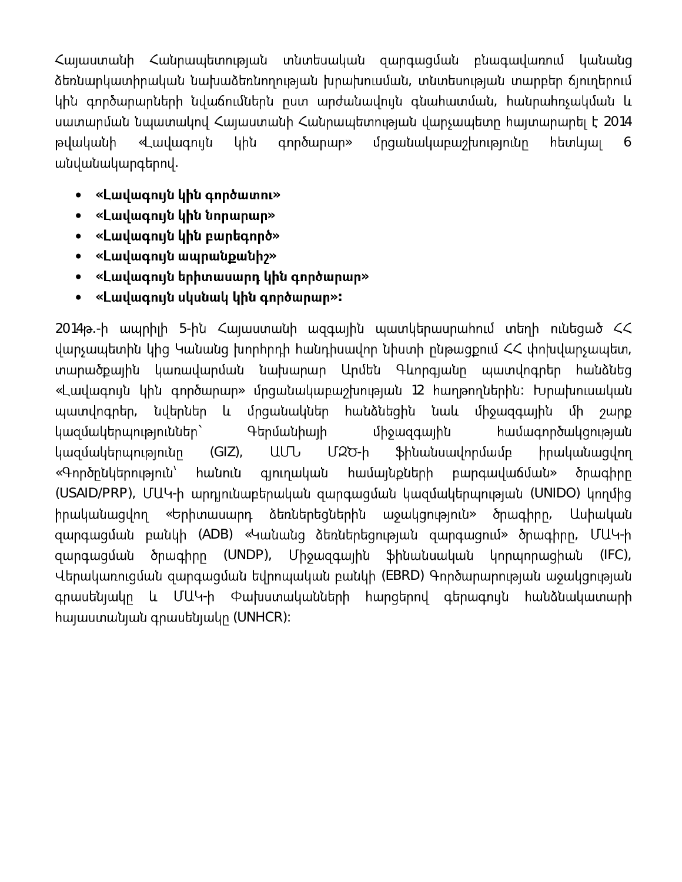Հայաստանի Հանրապետության տնտեսական զարգացման բնագավառում կանանց ձեռնարկատիրական նախաձեռնողության խրախուսման, տնտեսության տարբեր ճյուղերում կին գործարարների նվաճումներն ըստ արժանվույն գնահատման, հանրահռչակման և սատարման նպատակով Հայաստանի Հանրապետության վարչապետը հայտարարել է 2014 թվականի «Լավագույն կին գործարար» մրցանակաբաշխությունը հետևյալ 6 անվանակարգերով.

- **«Լավագույն կին գործատու»**
- **«Լավագույն կին նորարար»**
- **«Լավագույն կին բարեգործ»**
- **«Լավագույն ապրանքանիշ»**
- **«Լավագույն երիտասարդ կին գործարար»**
- **«Լավագույն սկսնակ կին գործարար»:**

2014թ.-ի ապրիլի 5-ին Հայաստանի ազգային պատկերասրահում տեղի ունեցած ՀՀ վարչապետին կից Կանանց խորհրդի հանդիսավոր նիստի ընթացքում ՀՀ փոխվարչապետ, տարածքային կառավարման նախարար Արմեն Գևորգյանը պատվոգրեր հանձնեց «Լավագույն կին գործարար» մրցանակաբաշխության 12 հաղթողներին: Խրախուսական պատվոգրեր, նվերներ և մրցանակներ հանձնեցին նաև միջազգային մի շարք կազմակերպություններ՝ Գերմանիայի միջազգային համագործակցության կազմակերպությունը (GIZ), ԱՄՆ ՄԶԾ-ի ֆինանսավորմամբ իրականացվող «Գործընկերություն՝ հանուն գյուղական համայնքների բարգավաճման» ծրագիրը (USAID/PRP), ՄԱԿ-ի արդյունաբերական զարգացման կազմակերպության (UNIDO) կողմից իրականացվող «Երիտասարդ ձեռներեցներին աջակցություն» ծրագիրը, Ասիական զարգացման բանկի (ADB) «Կանանց ձեռներեցության զարգացում» ծրագիրը, ՄԱԿ-ի զարգացման ծրագիրը (UNDP), Միջազգային ֆինանսական կորպորացիան (IFC), Վերակառուցման զարգացման եվրոպական բանկի (EBRD) Գործարարության աջակցության գրասենյակը և ՄԱԿ-ի Փախստականների հարցերով գերագույն հանձնակատարի հայաստանյան գրասենյակը (UNHCR):